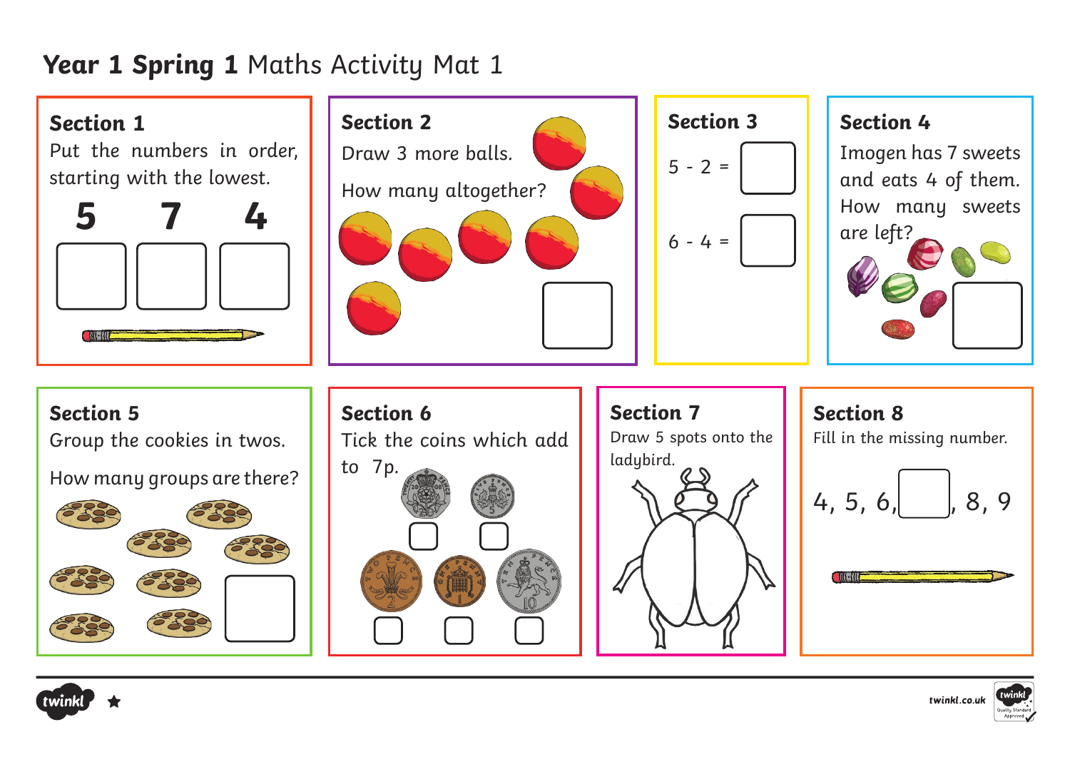# Year 1 Spring 1 Maths Activity Mat 1

## Section 1

Put the numbers in order, starting with the lowest.

**5 7 4**

## Section 2

Draw 3 more balls.

How many altogether?

## Section 3

5 - 2 =

6 - 4 =

## Section 4

Imogen has 7 sweets and eats 4 of them. How many sweets are left?

## Section 5

Group the cookies in twos.

How many groups are there?

## Section 6

Tick the coins which add to 7p.

## Section 7

Draw 5 spots onto the ladybird.

## Section 8

Fill in the missing number.

4, 5, 6, ☐, 8, 9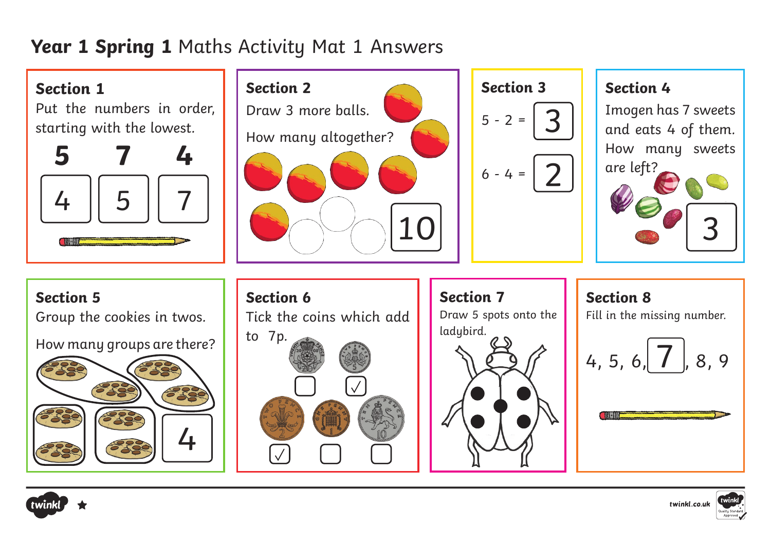# **Year 1 Spring 1** Maths Activity Mat 1 Answers

## Section 1

Put the numbers in order, starting with the lowest.

**5** **7** **4**

4 5 7

## Section 2

Draw 3 more balls.

How many altogether?

10

## Section 3

5 - 2 = 3

6 - 4 = 2

## Section 4

Imogen has 7 sweets and eats 4 of them. How many sweets are left?

3

## Section 5

Group the cookies in twos.

How many groups are there?

4

## Section 6

Tick the coins which add to 7p.

20p ☐ 5p ✓

2p ✓ 1p ☐ 10p ☐

## Section 7

Draw 5 spots onto the ladybird.

## Section 8

Fill in the missing number.

4, 5, 6, 7, 8, 9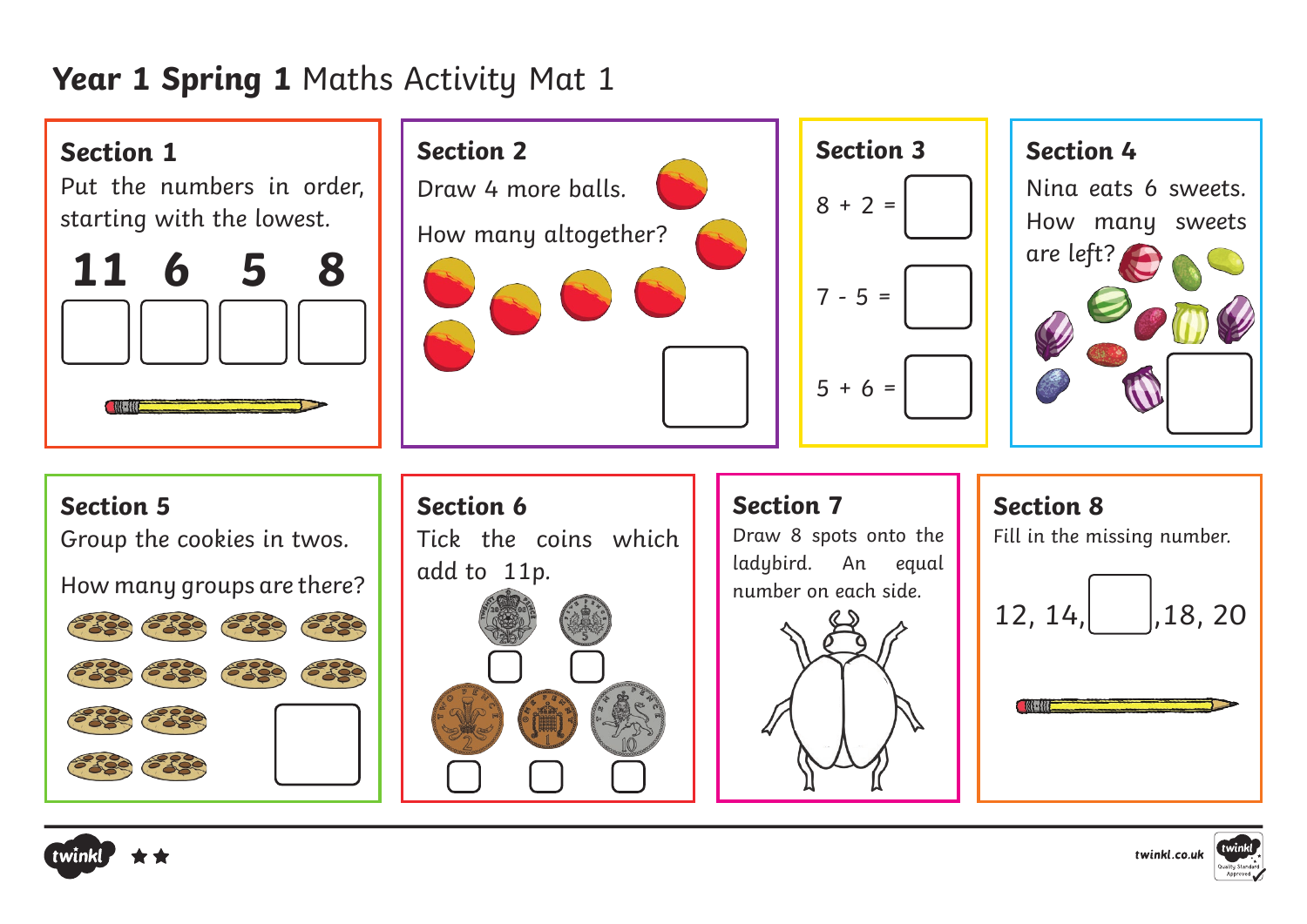# **Year 1 Spring 1** Maths Activity Mat 1

## Section 1

Put the numbers in order, starting with the lowest.

**11 6 5 8**

## Section 2

Draw 4 more balls.

How many altogether?

## Section 3

$8 + 2 =$

$7 - 5 =$

$5 + 6 =$

## Section 4

Nina eats 6 sweets. How many sweets are left?

## Section 5

Group the cookies in twos.

How many groups are there?

## Section 6

Tick the coins which add to 11p.

## Section 7

Draw 8 spots onto the ladybird. An equal number on each side.

## Section 8

Fill in the missing number.

12, 14, ☐ ,18, 20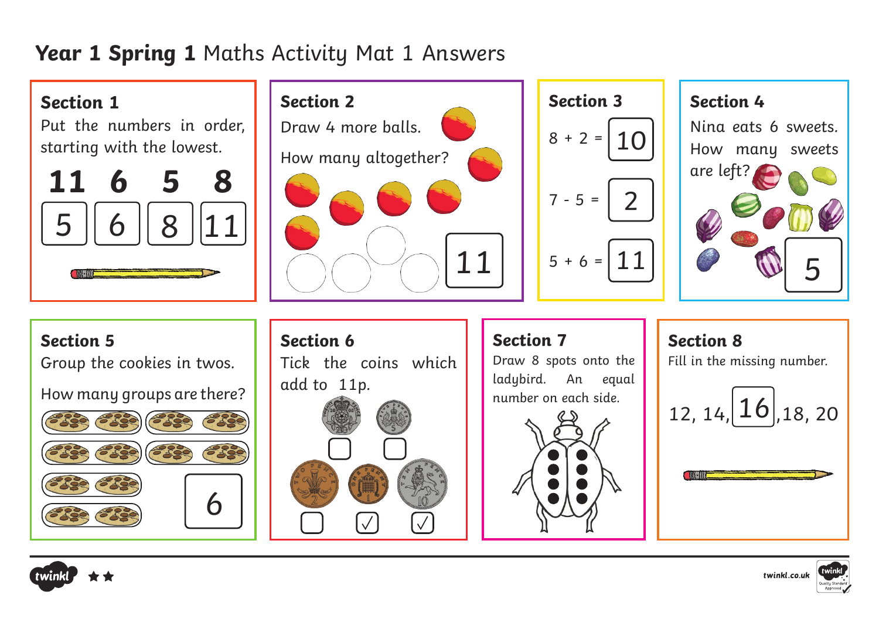# **Year 1 Spring 1** Maths Activity Mat 1 Answers

## Section 1

Put the numbers in order, starting with the lowest.

**11 6 5 8**

5 | 6 | 8 | 11

## Section 2

Draw 4 more balls.

How many altogether?

11

## Section 3

8 + 2 = 10

7 - 5 = 2

5 + 6 = 11

## Section 4

Nina eats 6 sweets. How many sweets are left?

5

## Section 5

Group the cookies in twos.

How many groups are there?

6

## Section 6

Tick the coins which add to 11p.

20p ☐ 5p ☐

2p ☐ 1p ☑ 10p ☑

## Section 7

Draw 8 spots onto the ladybird. An equal number on each side.

## Section 8

Fill in the missing number.

12, 14, 16, 18, 20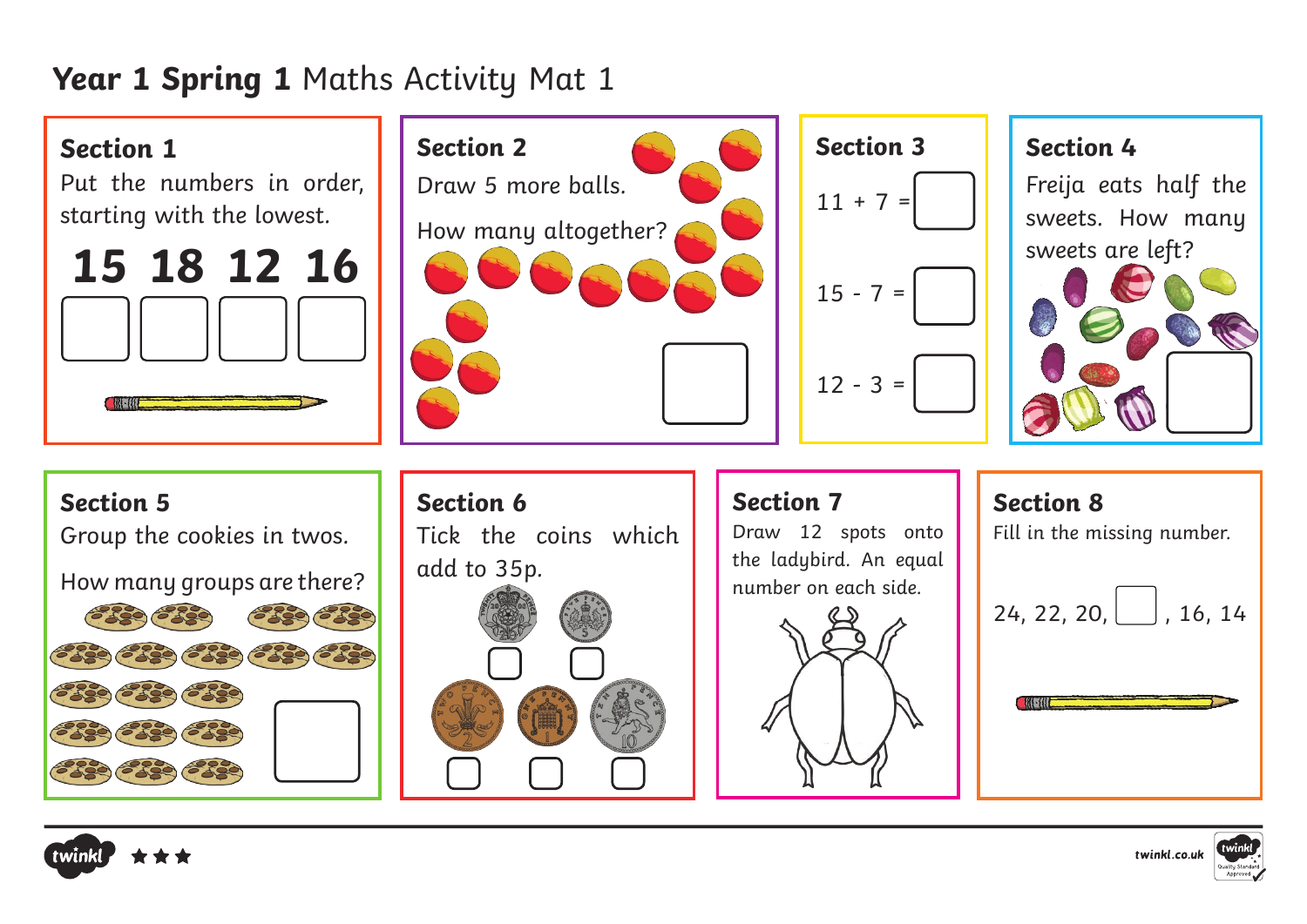# **Year 1 Spring 1** Maths Activity Mat 1

## Section 1

Put the numbers in order, starting with the lowest.

**15 18 12 16**

## Section 2

Draw 5 more balls.

How many altogether?

## Section 3

11 + 7 =

15 - 7 =

12 - 3 =

## Section 4

Freija eats half the sweets. How many sweets are left?

## Section 5

Group the cookies in twos.

How many groups are there?

## Section 6

Tick the coins which add to 35p.

## Section 7

Draw 12 spots onto the ladybird. An equal number on each side.

## Section 8

Fill in the missing number.

24, 22, 20, ☐ , 16, 14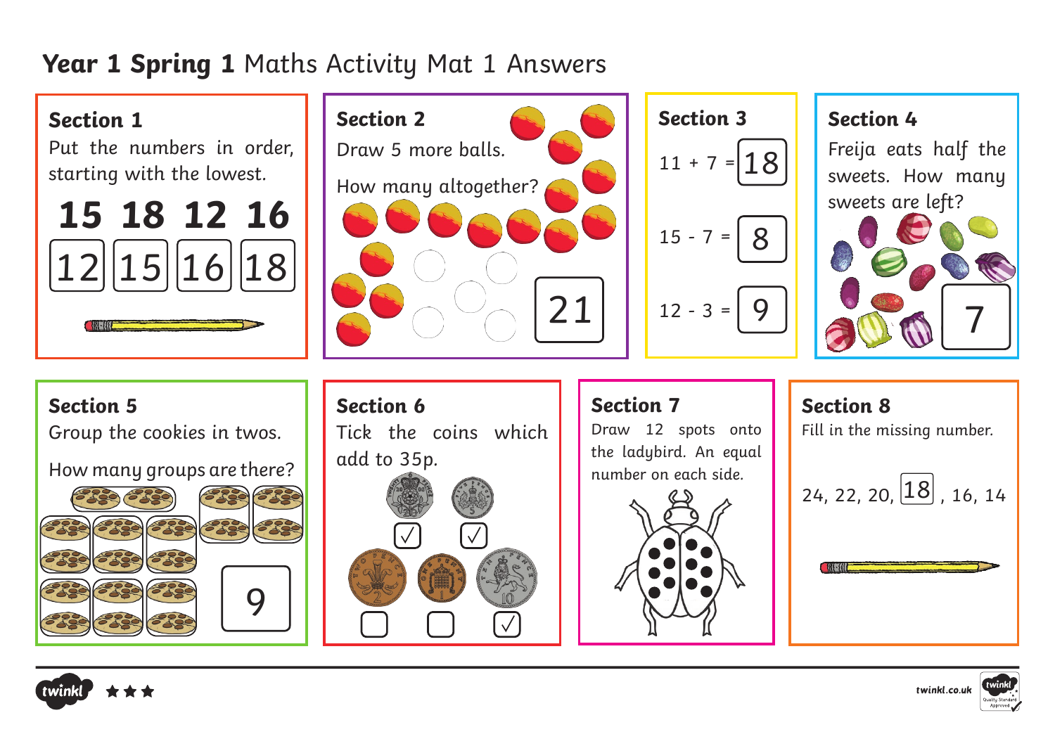# **Year 1 Spring 1** Maths Activity Mat 1 Answers

## Section 1

Put the numbers in order, starting with the lowest.

**15 18 12 16**

12 15 16 18

## Section 2

Draw 5 more balls.

How many altogether?

21

## Section 3

11 + 7 = 18

15 - 7 = 8

12 - 3 = 9

## Section 4

Freija eats half the sweets. How many sweets are left?

7

## Section 5

Group the cookies in twos.

How many groups are there?

9

## Section 6

Tick the coins which add to 35p.

✓ ✓

✓

## Section 7

Draw 12 spots onto the ladybird. An equal number on each side.

## Section 8

Fill in the missing number.

24, 22, 20, 18, 16, 14